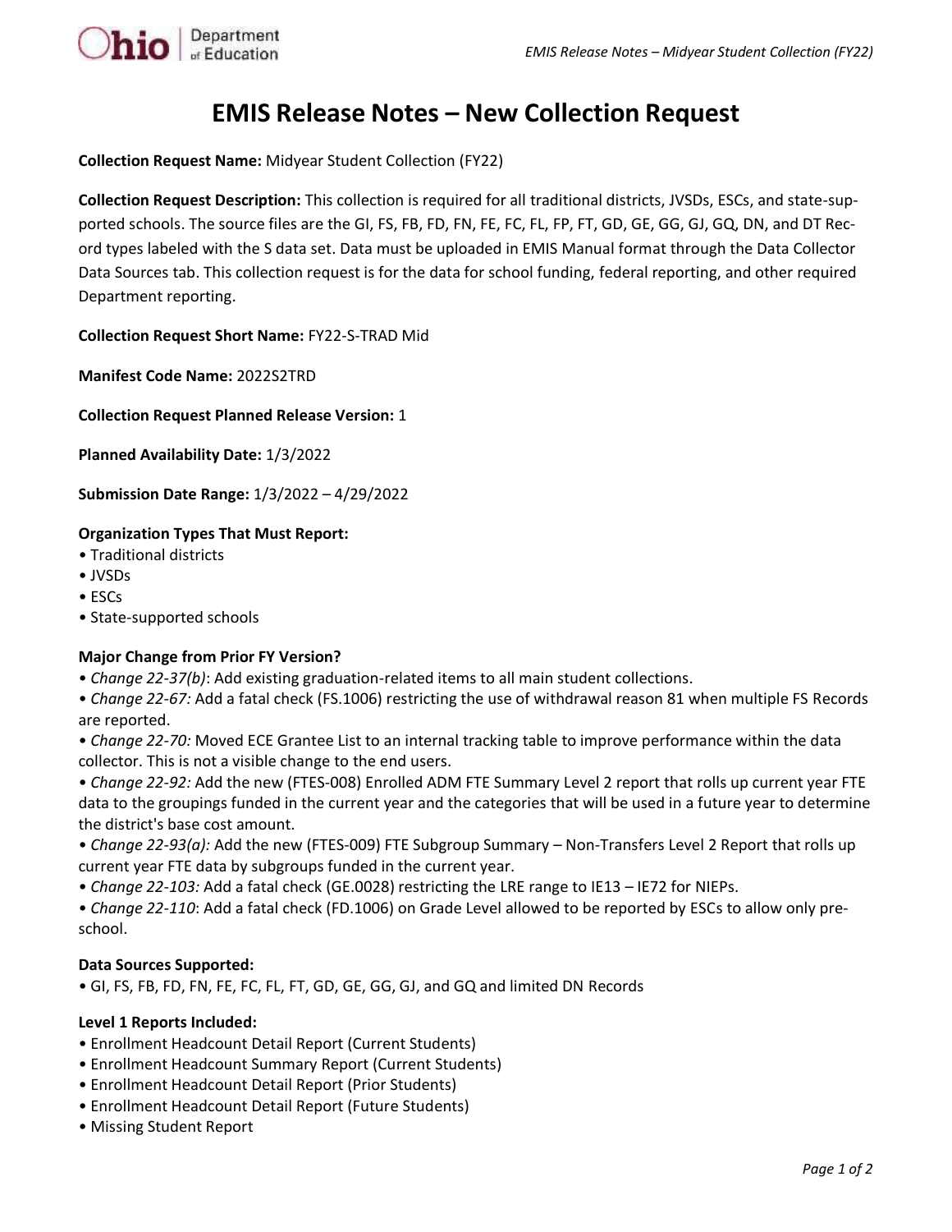# EMIS Release Notes – New Collection Request

**Collection Request Name:** Midyear Student Collection (FY22)

**Collection Request Description:** This collection is required for all traditional districts, JVSDs, ESCs, and state-supported schools. The source files are the GI, FS, FB, FD, FN, FE, FC, FL, FP, FT, GD, GE, GG, GJ, GQ, DN, and DT Record types labeled with the S data set. Data must be uploaded in EMIS Manual format through the Data Collector Data Sources tab. This collection request is for the data for school funding, federal reporting, and other required Department reporting.

**Collection Request Short Name:** FY22-S-TRAD Mid

**Manifest Code Name:** 2022S2TRD

**Collection Request Planned Release Version:** 1

**Planned Availability Date:** 1/3/2022

**Submission Date Range:** 1/3/2022 – 4/29/2022

**Organization Types That Must Report:**

- Traditional districts
- JVSDs
- ESCs
- State-supported schools

**Major Change from Prior FY Version?**

- *Change 22-37(b)*: Add existing graduation-related items to all main student collections.
- *Change 22-67:* Add a fatal check (FS.1006) restricting the use of withdrawal reason 81 when multiple FS Records are reported.
- *Change 22-70:* Moved ECE Grantee List to an internal tracking table to improve performance within the data collector. This is not a visible change to the end users.
- *Change 22-92:* Add the new (FTES-008) Enrolled ADM FTE Summary Level 2 report that rolls up current year FTE data to the groupings funded in the current year and the categories that will be used in a future year to determine the district's base cost amount.
- *Change 22-93(a):* Add the new (FTES-009) FTE Subgroup Summary – Non-Transfers Level 2 Report that rolls up current year FTE data by subgroups funded in the current year.
- *Change 22-103:* Add a fatal check (GE.0028) restricting the LRE range to IE13 – IE72 for NIEPs.
- *Change 22-110*: Add a fatal check (FD.1006) on Grade Level allowed to be reported by ESCs to allow only preschool.

**Data Sources Supported:**

- GI, FS, FB, FD, FN, FE, FC, FL, FT, GD, GE, GG, GJ, and GQ and limited DN Records

**Level 1 Reports Included:**

- Enrollment Headcount Detail Report (Current Students)
- Enrollment Headcount Summary Report (Current Students)
- Enrollment Headcount Detail Report (Prior Students)
- Enrollment Headcount Detail Report (Future Students)
- Missing Student Report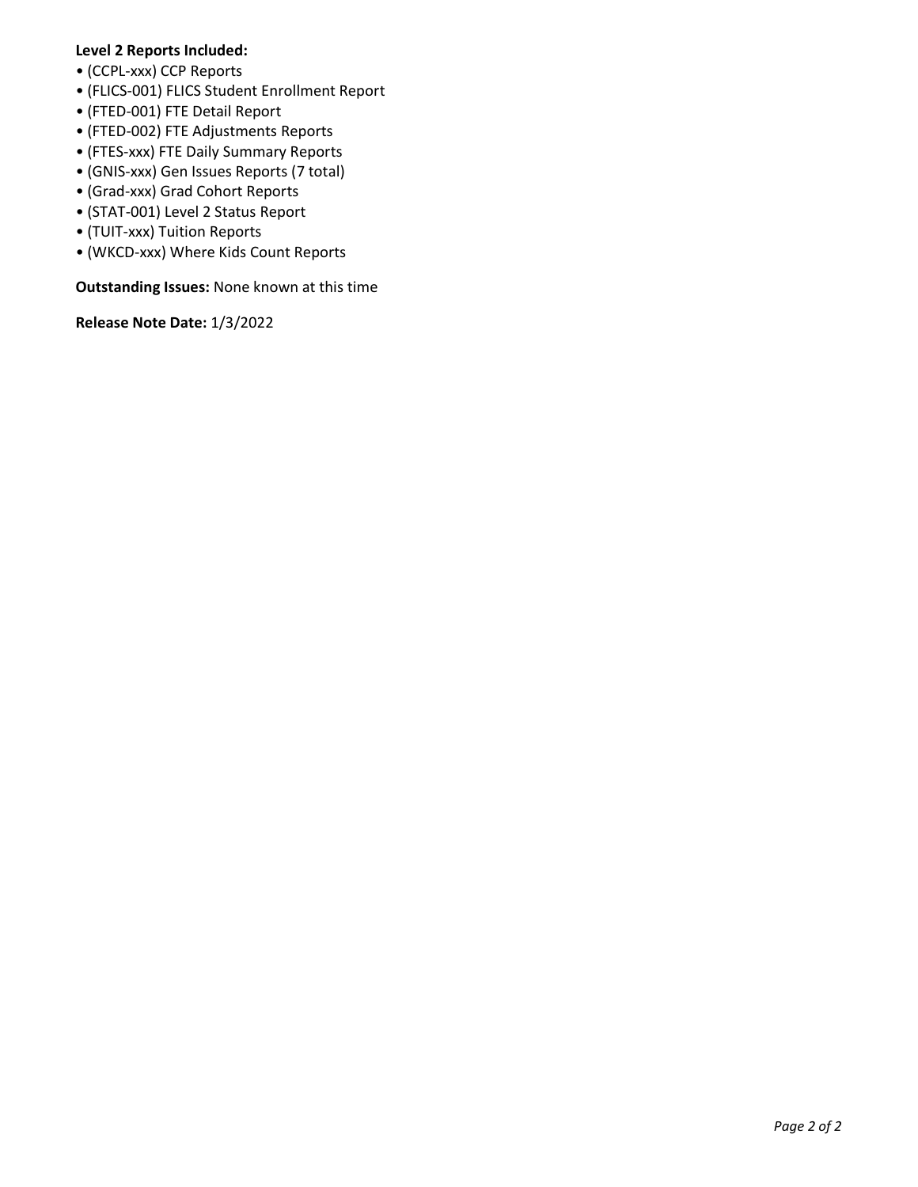**Level 2 Reports Included:**

- (CCPL-xxx) CCP Reports
- (FLICS-001) FLICS Student Enrollment Report
- (FTED-001) FTE Detail Report
- (FTED-002) FTE Adjustments Reports
- (FTES-xxx) FTE Daily Summary Reports
- (GNIS-xxx) Gen Issues Reports (7 total)
- (Grad-xxx) Grad Cohort Reports
- (STAT-001) Level 2 Status Report
- (TUIT-xxx) Tuition Reports
- (WKCD-xxx) Where Kids Count Reports

**Outstanding Issues:** None known at this time

**Release Note Date:** 1/3/2022